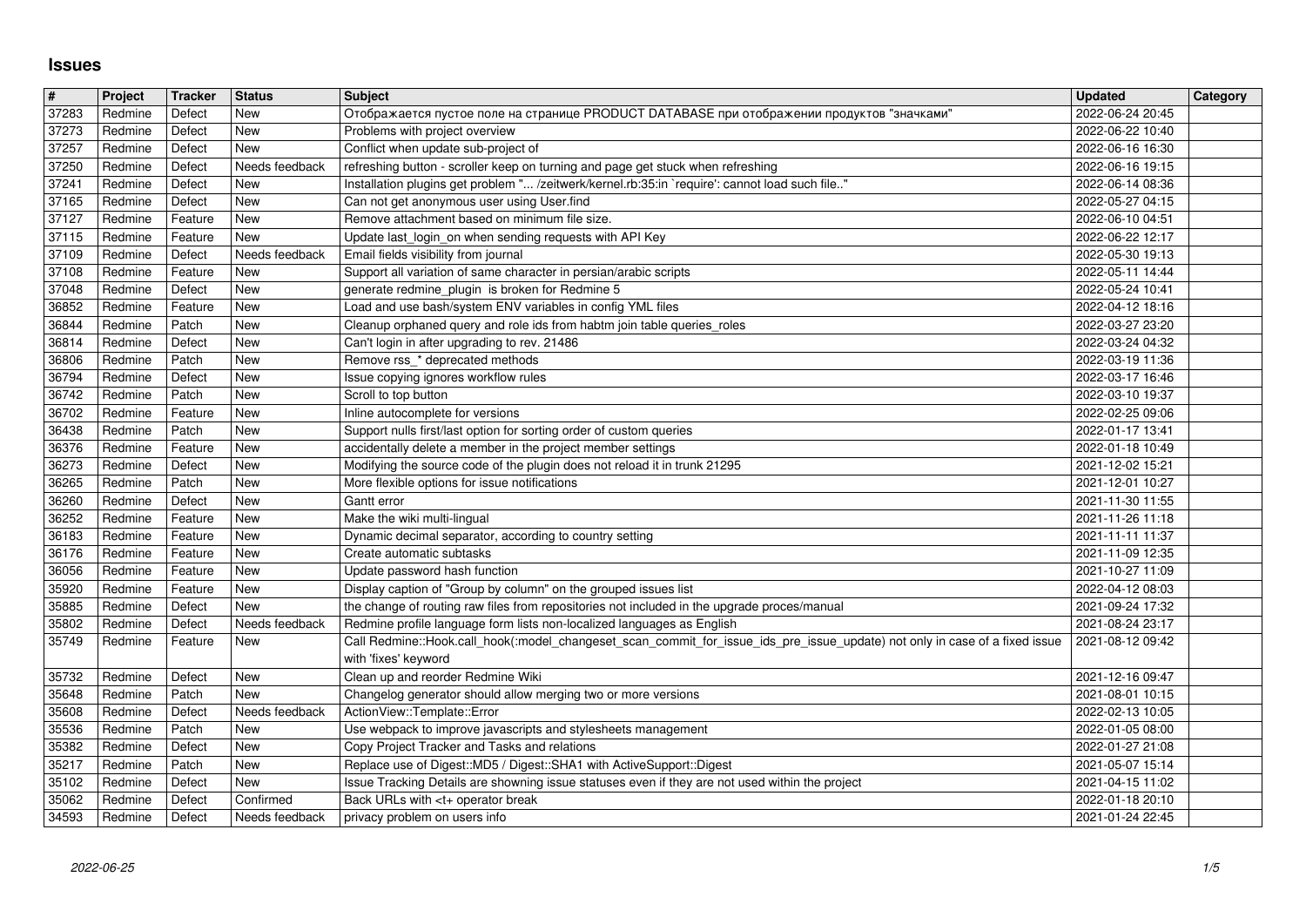# Issues

| # | Project | Tracker | Status | Subject | Updated | Category |
|---|---|---|---|---|---|---|
| 37283 | Redmine | Defect | New | Отображается пустое поле на странице PRODUCT DATABASE при отображении продуктов "значками" | 2022-06-24 20:45 | |
| 37273 | Redmine | Defect | New | Problems with project overview | 2022-06-22 10:40 | |
| 37257 | Redmine | Defect | New | Conflict when update sub-project of | 2022-06-16 16:30 | |
| 37250 | Redmine | Defect | Needs feedback | refreshing button - scroller keep on turning and page get stuck when refreshing | 2022-06-16 19:15 | |
| 37241 | Redmine | Defect | New | Installation plugins get problem "... /zeitwerk/kernel.rb:35:in `require': cannot load such file.." | 2022-06-14 08:36 | |
| 37165 | Redmine | Defect | New | Can not get anonymous user using User.find | 2022-05-27 04:15 | |
| 37127 | Redmine | Feature | New | Remove attachment based on minimum file size. | 2022-06-10 04:51 | |
| 37115 | Redmine | Feature | New | Update last_login_on when sending requests with API Key | 2022-06-22 12:17 | |
| 37109 | Redmine | Defect | Needs feedback | Email fields visibility from journal | 2022-05-30 19:13 | |
| 37108 | Redmine | Feature | New | Support all variation of same character in persian/arabic scripts | 2022-05-11 14:44 | |
| 37048 | Redmine | Defect | New | generate redmine_plugin is broken for Redmine 5 | 2022-05-24 10:41 | |
| 36852 | Redmine | Feature | New | Load and use bash/system ENV variables in config YML files | 2022-04-12 18:16 | |
| 36844 | Redmine | Patch | New | Cleanup orphaned query and role ids from habtm join table queries_roles | 2022-03-27 23:20 | |
| 36814 | Redmine | Defect | New | Can't login in after upgrading to rev. 21486 | 2022-03-24 04:32 | |
| 36806 | Redmine | Patch | New | Remove rss_* deprecated methods | 2022-03-19 11:36 | |
| 36794 | Redmine | Defect | New | Issue copying ignores workflow rules | 2022-03-17 16:46 | |
| 36742 | Redmine | Patch | New | Scroll to top button | 2022-03-10 19:37 | |
| 36702 | Redmine | Feature | New | Inline autocomplete for versions | 2022-02-25 09:06 | |
| 36438 | Redmine | Patch | New | Support nulls first/last option for sorting order of custom queries | 2022-01-17 13:41 | |
| 36376 | Redmine | Feature | New | accidentally delete a member in the project member settings | 2022-01-18 10:49 | |
| 36273 | Redmine | Defect | New | Modifying the source code of the plugin does not reload it in trunk 21295 | 2021-12-02 15:21 | |
| 36265 | Redmine | Patch | New | More flexible options for issue notifications | 2021-12-01 10:27 | |
| 36260 | Redmine | Defect | New | Gantt error | 2021-11-30 11:55 | |
| 36252 | Redmine | Feature | New | Make the wiki multi-lingual | 2021-11-26 11:18 | |
| 36183 | Redmine | Feature | New | Dynamic decimal separator, according to country setting | 2021-11-11 11:37 | |
| 36176 | Redmine | Feature | New | Create automatic subtasks | 2021-11-09 12:35 | |
| 36056 | Redmine | Feature | New | Update password hash function | 2021-10-27 11:09 | |
| 35920 | Redmine | Feature | New | Display caption of "Group by column" on the grouped issues list | 2022-04-12 08:03 | |
| 35885 | Redmine | Defect | New | the change of routing raw files from repositories not included in the upgrade proces/manual | 2021-09-24 17:32 | |
| 35802 | Redmine | Defect | Needs feedback | Redmine profile language form lists non-localized languages as English | 2021-08-24 23:17 | |
| 35749 | Redmine | Feature | New | Call Redmine::Hook.call_hook(:model_changeset_scan_commit_for_issue_ids_pre_issue_update) not only in case of a fixed issue with 'fixes' keyword | 2021-08-12 09:42 | |
| 35732 | Redmine | Defect | New | Clean up and reorder Redmine Wiki | 2021-12-16 09:47 | |
| 35648 | Redmine | Patch | New | Changelog generator should allow merging two or more versions | 2021-08-01 10:15 | |
| 35608 | Redmine | Defect | Needs feedback | ActionView::Template::Error | 2022-02-13 10:05 | |
| 35536 | Redmine | Patch | New | Use webpack to improve javascripts and stylesheets management | 2022-01-05 08:00 | |
| 35382 | Redmine | Defect | New | Copy Project Tracker and Tasks and relations | 2022-01-27 21:08 | |
| 35217 | Redmine | Patch | New | Replace use of Digest::MD5 / Digest::SHA1 with ActiveSupport::Digest | 2021-05-07 15:14 | |
| 35102 | Redmine | Defect | New | Issue Tracking Details are showning issue statuses even if they are not used within the project | 2021-04-15 11:02 | |
| 35062 | Redmine | Defect | Confirmed | Back URLs with <t+ operator break | 2022-01-18 20:10 | |
| 34593 | Redmine | Defect | Needs feedback | privacy problem on users info | 2021-01-24 22:45 | |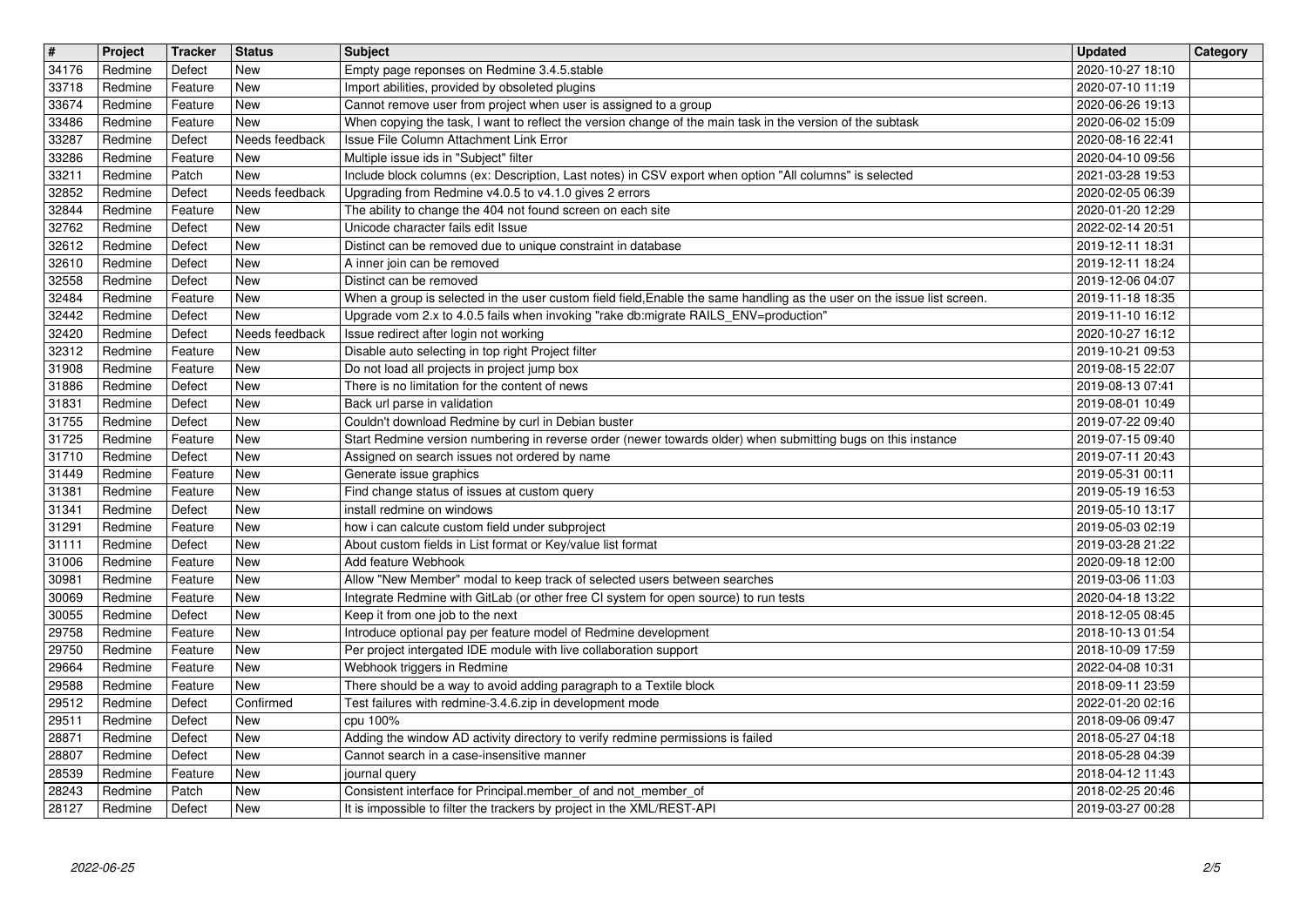| # | Project | Tracker | Status | Subject | Updated | Category |
|---|---|---|---|---|---|---|
| 34176 | Redmine | Defect | New | Empty page reponses on Redmine 3.4.5.stable | 2020-10-27 18:10 | |
| 33718 | Redmine | Feature | New | Import abilities, provided by obsoleted plugins | 2020-07-10 11:19 | |
| 33674 | Redmine | Feature | New | Cannot remove user from project when user is assigned to a group | 2020-06-26 19:13 | |
| 33486 | Redmine | Feature | New | When copying the task, I want to reflect the version change of the main task in the version of the subtask | 2020-06-02 15:09 | |
| 33287 | Redmine | Defect | Needs feedback | Issue File Column Attachment Link Error | 2020-08-16 22:41 | |
| 33286 | Redmine | Feature | New | Multiple issue ids in "Subject" filter | 2020-04-10 09:56 | |
| 33211 | Redmine | Patch | New | Include block columns (ex: Description, Last notes) in CSV export when option "All columns" is selected | 2021-03-28 19:53 | |
| 32852 | Redmine | Defect | Needs feedback | Upgrading from Redmine v4.0.5 to v4.1.0 gives 2 errors | 2020-02-05 06:39 | |
| 32844 | Redmine | Feature | New | The ability to change the 404 not found screen on each site | 2020-01-20 12:29 | |
| 32762 | Redmine | Defect | New | Unicode character fails edit Issue | 2022-02-14 20:51 | |
| 32612 | Redmine | Defect | New | Distinct can be removed due to unique constraint in database | 2019-12-11 18:31 | |
| 32610 | Redmine | Defect | New | A inner join can be removed | 2019-12-11 18:24 | |
| 32558 | Redmine | Defect | New | Distinct can be removed | 2019-12-06 04:07 | |
| 32484 | Redmine | Feature | New | When a group is selected in the user custom field field,Enable the same handling as the user on the issue list screen. | 2019-11-18 18:35 | |
| 32442 | Redmine | Defect | New | Upgrade vom 2.x to 4.0.5 fails when invoking "rake db:migrate RAILS_ENV=production" | 2019-11-10 16:12 | |
| 32420 | Redmine | Defect | Needs feedback | Issue redirect after login not working | 2020-10-27 16:12 | |
| 32312 | Redmine | Feature | New | Disable auto selecting in top right Project filter | 2019-10-21 09:53 | |
| 31908 | Redmine | Feature | New | Do not load all projects in project jump box | 2019-08-15 22:07 | |
| 31886 | Redmine | Defect | New | There is no limitation for the content of news | 2019-08-13 07:41 | |
| 31831 | Redmine | Defect | New | Back url parse in validation | 2019-08-01 10:49 | |
| 31755 | Redmine | Defect | New | Couldn't download Redmine by curl in Debian buster | 2019-07-22 09:40 | |
| 31725 | Redmine | Feature | New | Start Redmine version numbering in reverse order (newer towards older) when submitting bugs on this instance | 2019-07-15 09:40 | |
| 31710 | Redmine | Defect | New | Assigned on search issues not ordered by name | 2019-07-11 20:43 | |
| 31449 | Redmine | Feature | New | Generate issue graphics | 2019-05-31 00:11 | |
| 31381 | Redmine | Feature | New | Find change status of issues at custom query | 2019-05-19 16:53 | |
| 31341 | Redmine | Defect | New | install redmine on windows | 2019-05-10 13:17 | |
| 31291 | Redmine | Feature | New | how i can calcute custom field under subproject | 2019-05-03 02:19 | |
| 31111 | Redmine | Defect | New | About custom fields in List format or Key/value list format | 2019-03-28 21:22 | |
| 31006 | Redmine | Feature | New | Add feature Webhook | 2020-09-18 12:00 | |
| 30981 | Redmine | Feature | New | Allow "New Member" modal to keep track of selected users between searches | 2019-03-06 11:03 | |
| 30069 | Redmine | Feature | New | Integrate Redmine with GitLab (or other free CI system for open source) to run tests | 2020-04-18 13:22 | |
| 30055 | Redmine | Defect | New | Keep it from one job to the next | 2018-12-05 08:45 | |
| 29758 | Redmine | Feature | New | Introduce optional pay per feature model of Redmine development | 2018-10-13 01:54 | |
| 29750 | Redmine | Feature | New | Per project intergated IDE module with live collaboration support | 2018-10-09 17:59 | |
| 29664 | Redmine | Feature | New | Webhook triggers in Redmine | 2022-04-08 10:31 | |
| 29588 | Redmine | Feature | New | There should be a way to avoid adding paragraph to a Textile block | 2018-09-11 23:59 | |
| 29512 | Redmine | Defect | Confirmed | Test failures with redmine-3.4.6.zip in development mode | 2022-01-20 02:16 | |
| 29511 | Redmine | Defect | New | cpu 100% | 2018-09-06 09:47 | |
| 28871 | Redmine | Defect | New | Adding the window AD activity directory to verify redmine permissions is failed | 2018-05-27 04:18 | |
| 28807 | Redmine | Defect | New | Cannot search in a case-insensitive manner | 2018-05-28 04:39 | |
| 28539 | Redmine | Feature | New | journal query | 2018-04-12 11:43 | |
| 28243 | Redmine | Patch | New | Consistent interface for Principal.member_of and not_member_of | 2018-02-25 20:46 | |
| 28127 | Redmine | Defect | New | It is impossible to filter the trackers by project in the XML/REST-API | 2019-03-27 00:28 | |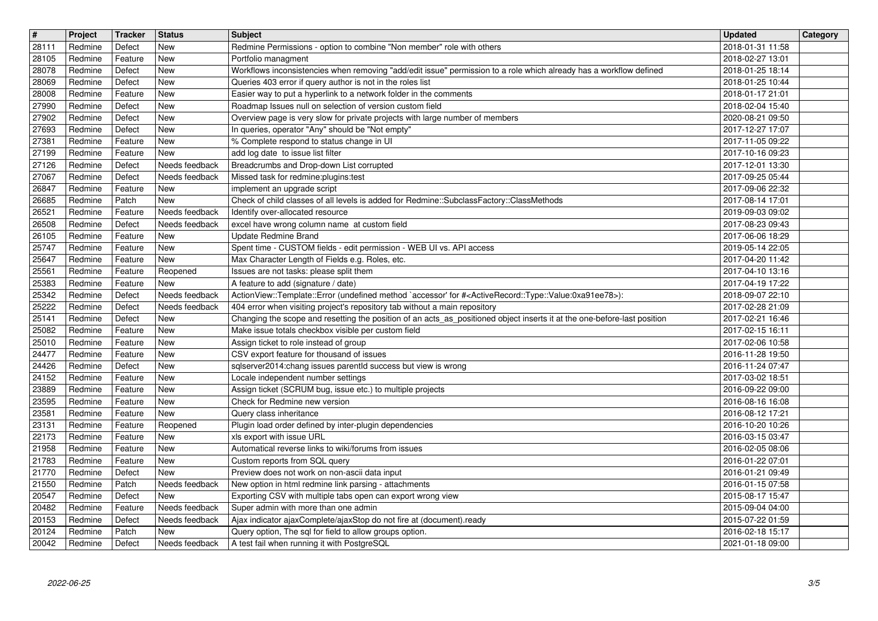| # | Project | Tracker | Status | Subject | Updated | Category |
| --- | --- | --- | --- | --- | --- | --- |
| 28111 | Redmine | Defect | New | Redmine Permissions - option to combine "Non member" role with others | 2018-01-31 11:58 | |
| 28105 | Redmine | Feature | New | Portfolio managment | 2018-02-27 13:01 | |
| 28078 | Redmine | Defect | New | Workflows inconsistencies when removing "add/edit issue" permission to a role which already has a workflow defined | 2018-01-25 18:14 | |
| 28069 | Redmine | Defect | New | Queries 403 error if query author is not in the roles list | 2018-01-25 10:44 | |
| 28008 | Redmine | Feature | New | Easier way to put a hyperlink to a network folder in the comments | 2018-01-17 21:01 | |
| 27990 | Redmine | Defect | New | Roadmap Issues null on selection of version custom field | 2018-02-04 15:40 | |
| 27902 | Redmine | Defect | New | Overview page is very slow for private projects with large number of members | 2020-08-21 09:50 | |
| 27693 | Redmine | Defect | New | In queries, operator "Any" should be "Not empty" | 2017-12-27 17:07 | |
| 27381 | Redmine | Feature | New | % Complete respond to status change in UI | 2017-11-05 09:22 | |
| 27199 | Redmine | Feature | New | add log date to issue list filter | 2017-10-16 09:23 | |
| 27126 | Redmine | Defect | Needs feedback | Breadcrumbs and Drop-down List corrupted | 2017-12-01 13:30 | |
| 27067 | Redmine | Defect | Needs feedback | Missed task for redmine:plugins:test | 2017-09-25 05:44 | |
| 26847 | Redmine | Feature | New | implement an upgrade script | 2017-09-06 22:32 | |
| 26685 | Redmine | Patch | New | Check of child classes of all levels is added for Redmine::SubclassFactory::ClassMethods | 2017-08-14 17:01 | |
| 26521 | Redmine | Feature | Needs feedback | Identify over-allocated resource | 2019-09-03 09:02 | |
| 26508 | Redmine | Defect | Needs feedback | excel have wrong column name at custom field | 2017-08-23 09:43 | |
| 26105 | Redmine | Feature | New | Update Redmine Brand | 2017-06-06 18:29 | |
| 25747 | Redmine | Feature | New | Spent time - CUSTOM fields - edit permission - WEB UI vs. API access | 2019-05-14 22:05 | |
| 25647 | Redmine | Feature | New | Max Character Length of Fields e.g. Roles, etc. | 2017-04-20 11:42 | |
| 25561 | Redmine | Feature | Reopened | Issues are not tasks: please split them | 2017-04-10 13:16 | |
| 25383 | Redmine | Feature | New | A feature to add (signature / date) | 2017-04-19 17:22 | |
| 25342 | Redmine | Defect | Needs feedback | ActionView::Template::Error (undefined method `accessor' for #<ActiveRecord::Type::Value:0xa91ee78>): | 2018-09-07 22:10 | |
| 25222 | Redmine | Defect | Needs feedback | 404 error when visiting project's repository tab without a main repository | 2017-02-28 21:09 | |
| 25141 | Redmine | Defect | New | Changing the scope and resetting the position of an acts_as_positioned object inserts it at the one-before-last position | 2017-02-21 16:46 | |
| 25082 | Redmine | Feature | New | Make issue totals checkbox visible per custom field | 2017-02-15 16:11 | |
| 25010 | Redmine | Feature | New | Assign ticket to role instead of group | 2017-02-06 10:58 | |
| 24477 | Redmine | Feature | New | CSV export feature for thousand of issues | 2016-11-28 19:50 | |
| 24426 | Redmine | Defect | New | sqlserver2014:chang issues parentId success but view is wrong | 2016-11-24 07:47 | |
| 24152 | Redmine | Feature | New | Locale independent number settings | 2017-03-02 18:51 | |
| 23889 | Redmine | Feature | New | Assign ticket (SCRUM bug, issue etc.) to multiple projects | 2016-09-22 09:00 | |
| 23595 | Redmine | Feature | New | Check for Redmine new version | 2016-08-16 16:08 | |
| 23581 | Redmine | Feature | New | Query class inheritance | 2016-08-12 17:21 | |
| 23131 | Redmine | Feature | Reopened | Plugin load order defined by inter-plugin dependencies | 2016-10-20 10:26 | |
| 22173 | Redmine | Feature | New | xls export with issue URL | 2016-03-15 03:47 | |
| 21958 | Redmine | Feature | New | Automatical reverse links to wiki/forums from issues | 2016-02-05 08:06 | |
| 21783 | Redmine | Feature | New | Custom reports from SQL query | 2016-01-22 07:01 | |
| 21770 | Redmine | Defect | New | Preview does not work on non-ascii data input | 2016-01-21 09:49 | |
| 21550 | Redmine | Patch | Needs feedback | New option in html redmine link parsing - attachments | 2016-01-15 07:58 | |
| 20547 | Redmine | Defect | New | Exporting CSV with multiple tabs open can export wrong view | 2015-08-17 15:47 | |
| 20482 | Redmine | Feature | Needs feedback | Super admin with more than one admin | 2015-09-04 04:00 | |
| 20153 | Redmine | Defect | Needs feedback | Ajax indicator ajaxComplete/ajaxStop do not fire at (document).ready | 2015-07-22 01:59 | |
| 20124 | Redmine | Patch | New | Query option, The sql for field to allow groups option. | 2016-02-18 15:17 | |
| 20042 | Redmine | Defect | Needs feedback | A test fail when running it with PostgreSQL | 2021-01-18 09:00 | |

2022-06-25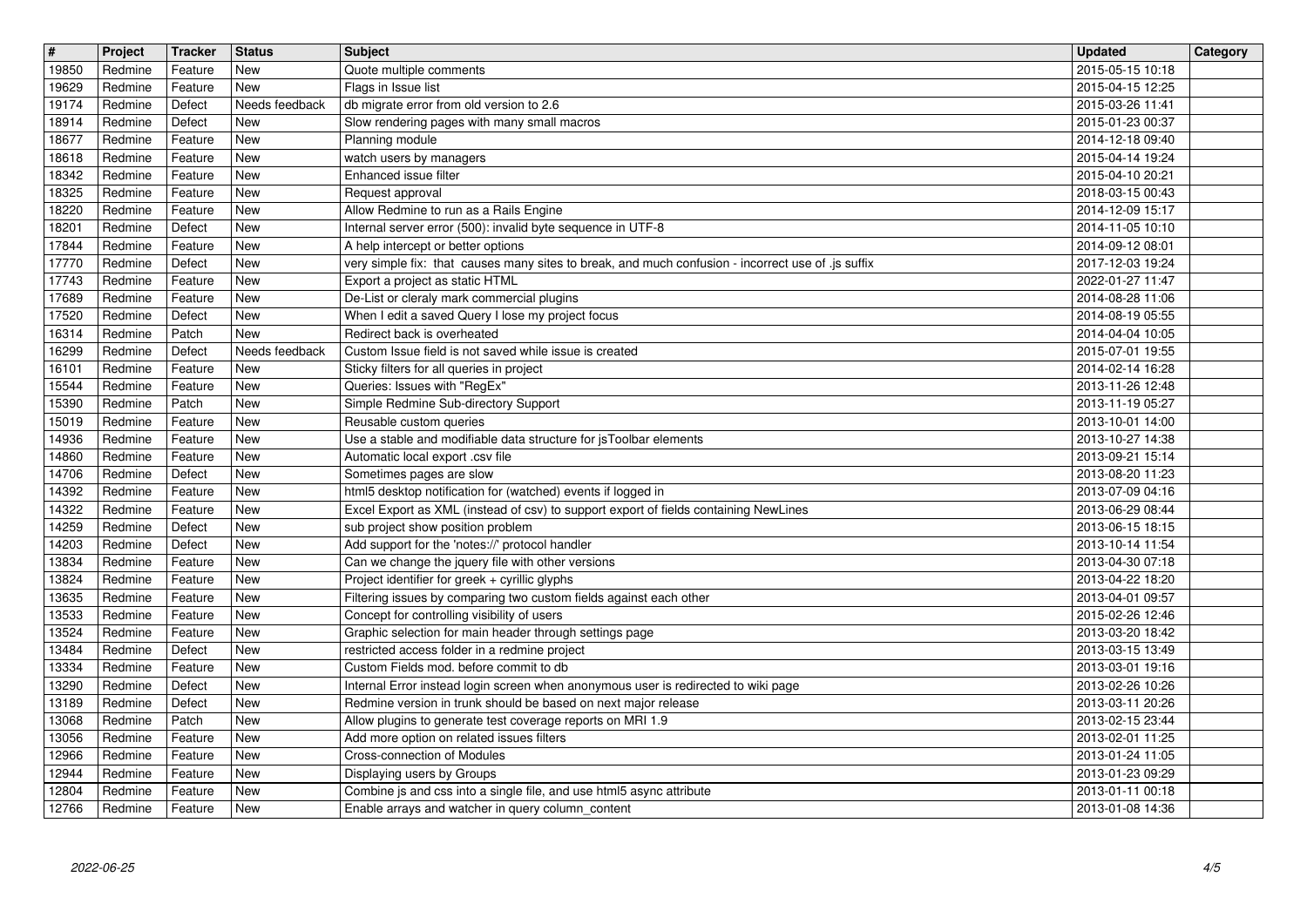| # | Project | Tracker | Status | Subject | Updated | Category |
| --- | --- | --- | --- | --- | --- | --- |
| 19850 | Redmine | Feature | New | Quote multiple comments | 2015-05-15 10:18 | |
| 19629 | Redmine | Feature | New | Flags in Issue list | 2015-04-15 12:25 | |
| 19174 | Redmine | Defect | Needs feedback | db migrate error from old version to 2.6 | 2015-03-26 11:41 | |
| 18914 | Redmine | Defect | New | Slow rendering pages with many small macros | 2015-01-23 00:37 | |
| 18677 | Redmine | Feature | New | Planning module | 2014-12-18 09:40 | |
| 18618 | Redmine | Feature | New | watch users by managers | 2015-04-14 19:24 | |
| 18342 | Redmine | Feature | New | Enhanced issue filter | 2015-04-10 20:21 | |
| 18325 | Redmine | Feature | New | Request approval | 2018-03-15 00:43 | |
| 18220 | Redmine | Feature | New | Allow Redmine to run as a Rails Engine | 2014-12-09 15:17 | |
| 18201 | Redmine | Defect | New | Internal server error (500): invalid byte sequence in UTF-8 | 2014-11-05 10:10 | |
| 17844 | Redmine | Feature | New | A help intercept or better options | 2014-09-12 08:01 | |
| 17770 | Redmine | Defect | New | very simple fix: that causes many sites to break, and much confusion - incorrect use of .js suffix | 2017-12-03 19:24 | |
| 17743 | Redmine | Feature | New | Export a project as static HTML | 2022-01-27 11:47 | |
| 17689 | Redmine | Feature | New | De-List or cleraly mark commercial plugins | 2014-08-28 11:06 | |
| 17520 | Redmine | Defect | New | When I edit a saved Query I lose my project focus | 2014-08-19 05:55 | |
| 16314 | Redmine | Patch | New | Redirect back is overheated | 2014-04-04 10:05 | |
| 16299 | Redmine | Defect | Needs feedback | Custom Issue field is not saved while issue is created | 2015-07-01 19:55 | |
| 16101 | Redmine | Feature | New | Sticky filters for all queries in project | 2014-02-14 16:28 | |
| 15544 | Redmine | Feature | New | Queries: Issues with "RegEx" | 2013-11-26 12:48 | |
| 15390 | Redmine | Patch | New | Simple Redmine Sub-directory Support | 2013-11-19 05:27 | |
| 15019 | Redmine | Feature | New | Reusable custom queries | 2013-10-01 14:00 | |
| 14936 | Redmine | Feature | New | Use a stable and modifiable data structure for jsToolbar elements | 2013-10-27 14:38 | |
| 14860 | Redmine | Feature | New | Automatic local export .csv file | 2013-09-21 15:14 | |
| 14706 | Redmine | Defect | New | Sometimes pages are slow | 2013-08-20 11:23 | |
| 14392 | Redmine | Feature | New | html5 desktop notification for (watched) events if logged in | 2013-07-09 04:16 | |
| 14322 | Redmine | Feature | New | Excel Export as XML (instead of csv) to support export of fields containing NewLines | 2013-06-29 08:44 | |
| 14259 | Redmine | Defect | New | sub project show position problem | 2013-06-15 18:15 | |
| 14203 | Redmine | Defect | New | Add support for the 'notes://' protocol handler | 2013-10-14 11:54 | |
| 13834 | Redmine | Feature | New | Can we change the jquery file with other versions | 2013-04-30 07:18 | |
| 13824 | Redmine | Feature | New | Project identifier for greek + cyrillic glyphs | 2013-04-22 18:20 | |
| 13635 | Redmine | Feature | New | Filtering issues by comparing two custom fields against each other | 2013-04-01 09:57 | |
| 13533 | Redmine | Feature | New | Concept for controlling visibility of users | 2015-02-26 12:46 | |
| 13524 | Redmine | Feature | New | Graphic selection for main header through settings page | 2013-03-20 18:42 | |
| 13484 | Redmine | Defect | New | restricted access folder in a redmine project | 2013-03-15 13:49 | |
| 13334 | Redmine | Feature | New | Custom Fields mod. before commit to db | 2013-03-01 19:16 | |
| 13290 | Redmine | Defect | New | Internal Error instead login screen when anonymous user is redirected to wiki page | 2013-02-26 10:26 | |
| 13189 | Redmine | Defect | New | Redmine version in trunk should be based on next major release | 2013-03-11 20:26 | |
| 13068 | Redmine | Patch | New | Allow plugins to generate test coverage reports on MRI 1.9 | 2013-02-15 23:44 | |
| 13056 | Redmine | Feature | New | Add more option on related issues filters | 2013-02-01 11:25 | |
| 12966 | Redmine | Feature | New | Cross-connection of Modules | 2013-01-24 11:05 | |
| 12944 | Redmine | Feature | New | Displaying users by Groups | 2013-01-23 09:29 | |
| 12804 | Redmine | Feature | New | Combine js and css into a single file, and use html5 async attribute | 2013-01-11 00:18 | |
| 12766 | Redmine | Feature | New | Enable arrays and watcher in query column_content | 2013-01-08 14:36 | |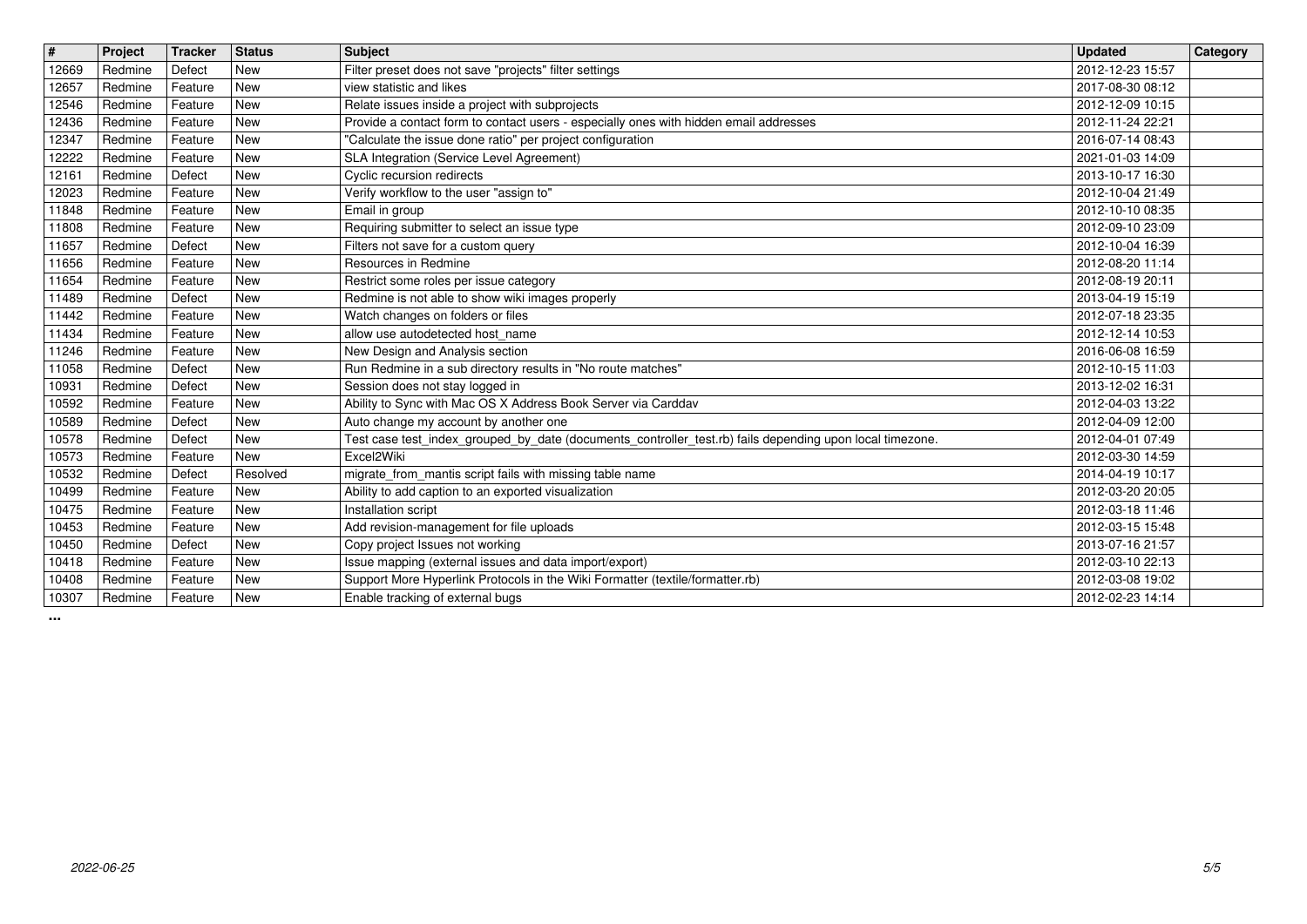| # | Project | Tracker | Status | Subject | Updated | Category |
|---|---|---|---|---|---|---|
| 12669 | Redmine | Defect | New | Filter preset does not save "projects" filter settings | 2012-12-23 15:57 | |
| 12657 | Redmine | Feature | New | view statistic and likes | 2017-08-30 08:12 | |
| 12546 | Redmine | Feature | New | Relate issues inside a project with subprojects | 2012-12-09 10:15 | |
| 12436 | Redmine | Feature | New | Provide a contact form to contact users - especially ones with hidden email addresses | 2012-11-24 22:21 | |
| 12347 | Redmine | Feature | New | "Calculate the issue done ratio" per project configuration | 2016-07-14 08:43 | |
| 12222 | Redmine | Feature | New | SLA Integration (Service Level Agreement) | 2021-01-03 14:09 | |
| 12161 | Redmine | Defect | New | Cyclic recursion redirects | 2013-10-17 16:30 | |
| 12023 | Redmine | Feature | New | Verify workflow to the user "assign to" | 2012-10-04 21:49 | |
| 11848 | Redmine | Feature | New | Email in group | 2012-10-10 08:35 | |
| 11808 | Redmine | Feature | New | Requiring submitter to select an issue type | 2012-09-10 23:09 | |
| 11657 | Redmine | Defect | New | Filters not save for a custom query | 2012-10-04 16:39 | |
| 11656 | Redmine | Feature | New | Resources in Redmine | 2012-08-20 11:14 | |
| 11654 | Redmine | Feature | New | Restrict some roles per issue category | 2012-08-19 20:11 | |
| 11489 | Redmine | Defect | New | Redmine is not able to show wiki images properly | 2013-04-19 15:19 | |
| 11442 | Redmine | Feature | New | Watch changes on folders or files | 2012-07-18 23:35 | |
| 11434 | Redmine | Feature | New | allow use autodetected host_name | 2012-12-14 10:53 | |
| 11246 | Redmine | Feature | New | New Design and Analysis section | 2016-06-08 16:59 | |
| 11058 | Redmine | Defect | New | Run Redmine in a sub directory results in "No route matches" | 2012-10-15 11:03 | |
| 10931 | Redmine | Defect | New | Session does not stay logged in | 2013-12-02 16:31 | |
| 10592 | Redmine | Feature | New | Ability to Sync with Mac OS X Address Book Server via Carddav | 2012-04-03 13:22 | |
| 10589 | Redmine | Defect | New | Auto change my account by another one | 2012-04-09 12:00 | |
| 10578 | Redmine | Defect | New | Test case test_index_grouped_by_date (documents_controller_test.rb) fails depending upon local timezone. | 2012-04-01 07:49 | |
| 10573 | Redmine | Feature | New | Excel2Wiki | 2012-03-30 14:59 | |
| 10532 | Redmine | Defect | Resolved | migrate_from_mantis script fails with missing table name | 2014-04-19 10:17 | |
| 10499 | Redmine | Feature | New | Ability to add caption to an exported visualization | 2012-03-20 20:05 | |
| 10475 | Redmine | Feature | New | Installation script | 2012-03-18 11:46 | |
| 10453 | Redmine | Feature | New | Add revision-management for file uploads | 2012-03-15 15:48 | |
| 10450 | Redmine | Defect | New | Copy project Issues not working | 2013-07-16 21:57 | |
| 10418 | Redmine | Feature | New | Issue mapping (external issues and data import/export) | 2012-03-10 22:13 | |
| 10408 | Redmine | Feature | New | Support More Hyperlink Protocols in the Wiki Formatter (textile/formatter.rb) | 2012-03-08 19:02 | |
| 10307 | Redmine | Feature | New | Enable tracking of external bugs | 2012-02-23 14:14 | |

...